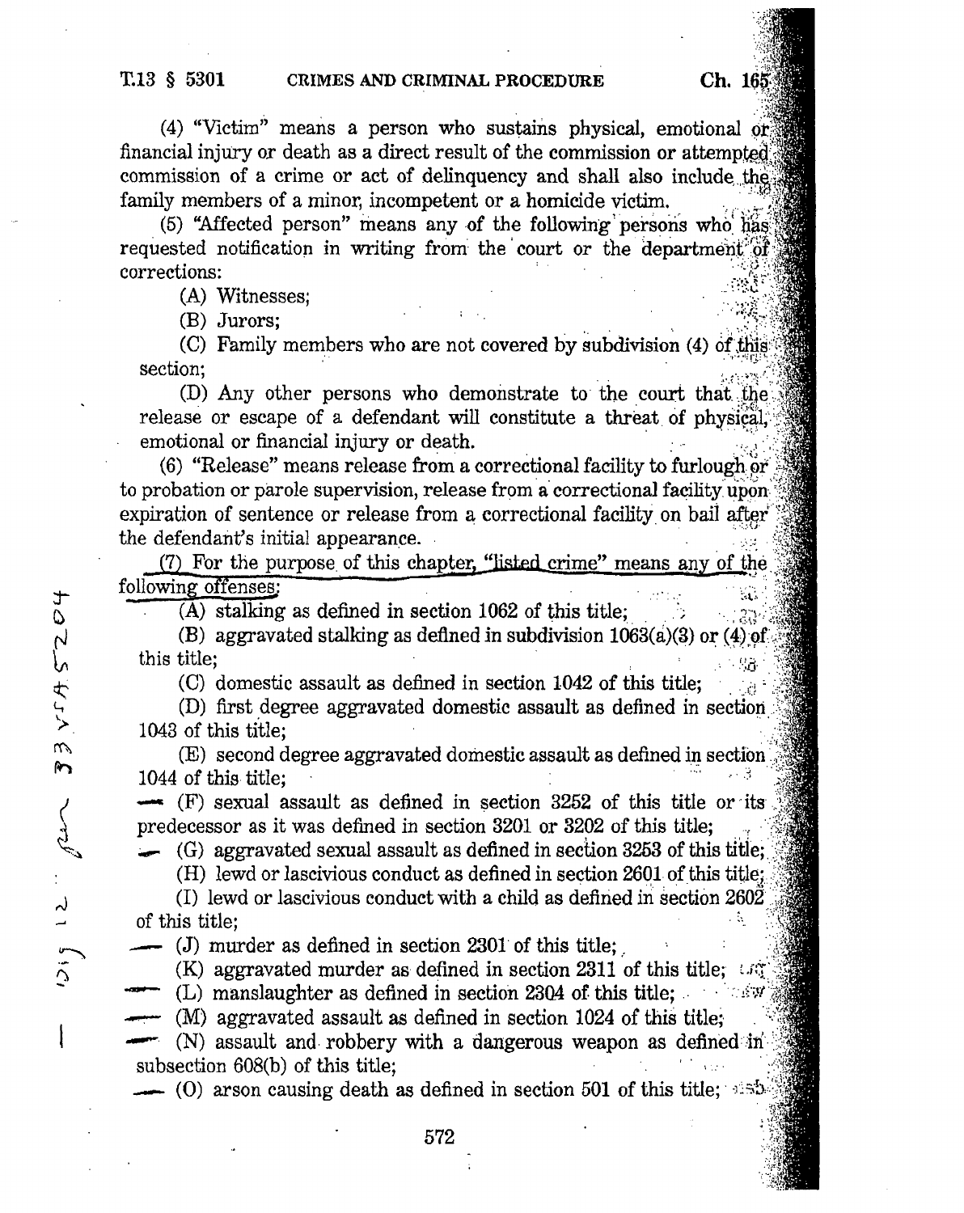(4) "Victim" means a person who sustains physical, emotional or financial injury or death as a direct result of the commission or attempted commission of a crime or act of delinquency and shall also include the family members of a minor, incompetent or a homicide victim.

(5) "Affected person" means any of the following persons who has requested notification in writing from the court or the department of corrections:

(A) Witnesses;

(B) Jurors;

(C) Family members who are not covered by subdivision (4) of this section;

(D) Any other persons who demonstrate to the court that the release or escape of a defendant will constitute a threat of physical, emotional or financial injury or death.

(6) "Release" means release from a correctional facility to furlough or to probation or parole supervision, release from a correctional facility upon expiration of sentence or release from a correctional facility on bail after the defendant's initial appearance.

(7) For the purpose of this chapter, "listed crime" means any of the following offenses:

(A) stalking as defined in section 1062 of this title;

(B) aggravated stalking as defined in subdivision 1063(a)(3) or (4) of this title;

(C) domestic assault as defined in section 1042 of this title;

(D) first degree aggravated domestic assault as defined in section 1043 of this title;

(E) second degree aggravated domestic assault as defined in section 1044 of this title;

(F) sexual assault as defined in section 3252 of this title or its predecessor as it was defined in section 3201 or 3202 of this title;

(G) aggravated sexual assault as defined in section 3253 of this title;

(H) lewd or lascivious conduct as defined in section 2601 of this title;

(I) lewd or lascivious conduct with a child as defined in section 2602 of this title;

(J) murder as defined in section 2301 of this title;

(K) aggravated murder as defined in section 2311 of this title;

(L) manslaughter as defined in section 2304 of this title;

(M) aggravated assault as defined in section 1024 of this title;

(N) assault and robbery with a dangerous weapon as defined in subsection 608(b) of this title;

(O) arson causing death as defined in section 501 of this title;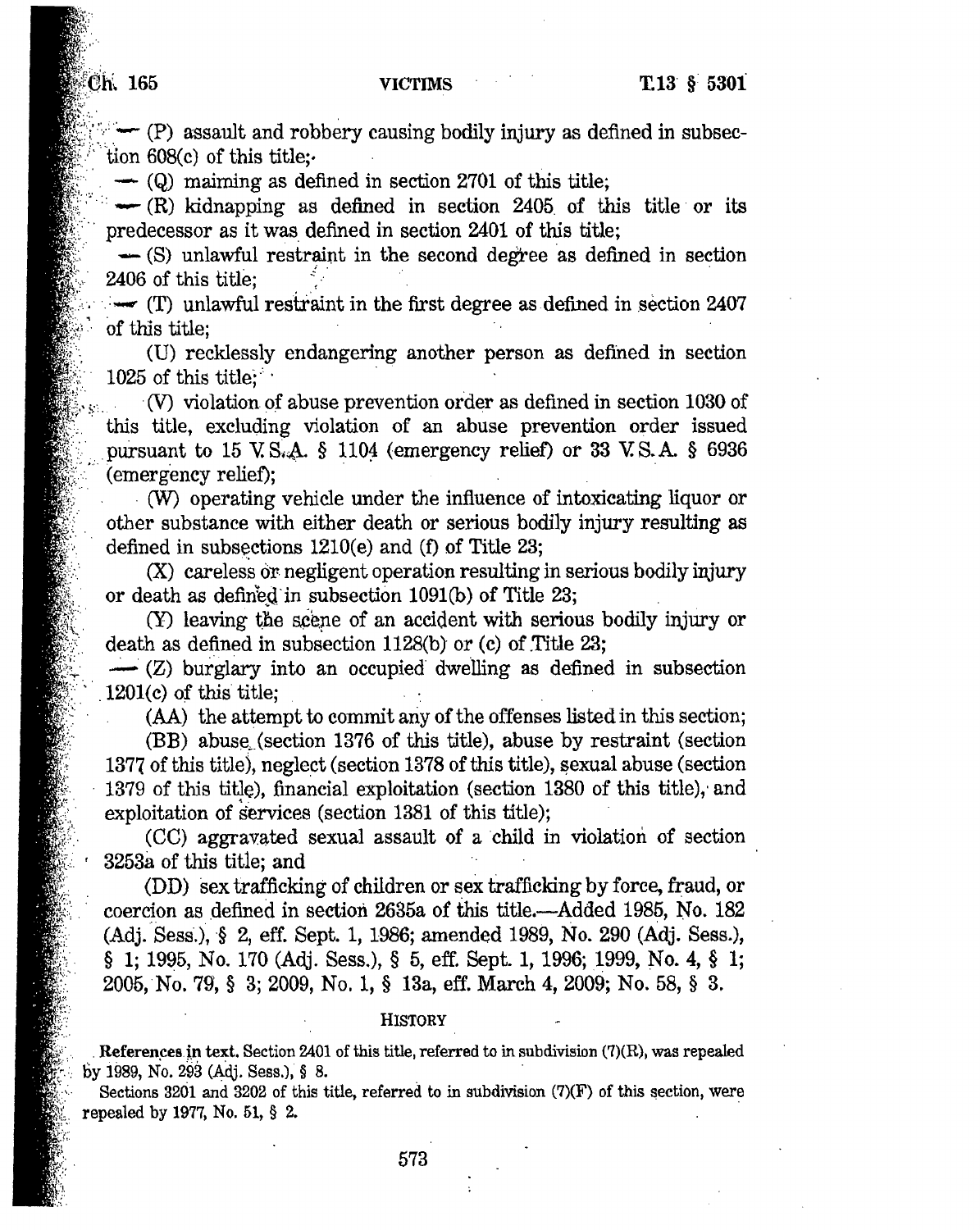(P) assault and robbery causing bodily injury as defined in subsection 608(c) of this title;

(Q) maiming as defined in section 2701 of this title;

(R) kidnapping as defined in section 2405 of this title or its predecessor as it was defined in section 2401 of this title;

(S) unlawful restraint in the second degree as defined in section 2406 of this title;

(T) unlawful restraint in the first degree as defined in section 2407 of this title;

(U) recklessly endangering another person as defined in section 1025 of this title;

(V) violation of abuse prevention order as defined in section 1030 of this title, excluding violation of an abuse prevention order issued pursuant to 15 V.S.A. § 1104 (emergency relief) or 33 V.S.A. § 6936 (emergency relief);

(W) operating vehicle under the influence of intoxicating liquor or other substance with either death or serious bodily injury resulting as defined in subsections 1210(e) and (f) of Title 23;

(X) careless or negligent operation resulting in serious bodily injury or death as defined in subsection 1091(b) of Title 23;

(Y) leaving the scene of an accident with serious bodily injury or death as defined in subsection 1128(b) or (c) of Title 23;

(Z) burglary into an occupied dwelling as defined in subsection 1201(c) of this title;

(AA) the attempt to commit any of the offenses listed in this section;

(BB) abuse (section 1376 of this title), abuse by restraint (section 1377 of this title), neglect (section 1378 of this title), sexual abuse (section 1379 of this title), financial exploitation (section 1380 of this title), and exploitation of services (section 1381 of this title);

(CC) aggravated sexual assault of a child in violation of section 3253a of this title; and

(DD) sex trafficking of children or sex trafficking by force, fraud, or coercion as defined in section 2635a of this title.—Added 1985, No. 182 (Adj. Sess.), § 2, eff. Sept. 1, 1986; amended 1989, No. 290 (Adj. Sess.), § 1; 1995, No. 170 (Adj. Sess.), § 5, eff. Sept. 1, 1996; 1999, No. 4, § 1; 2005, No. 79, § 3; 2009, No. 1, § 13a, eff. March 4, 2009; No. 58, § 3.

## HISTORY

**References in text.** Section 2401 of this title, referred to in subdivision (7)(R), was repealed by 1989, No. 293 (Adj. Sess.), § 8.

Sections 3201 and 3202 of this title, referred to in subdivision (7)(F) of this section, were repealed by 1977, No. 51, § 2.